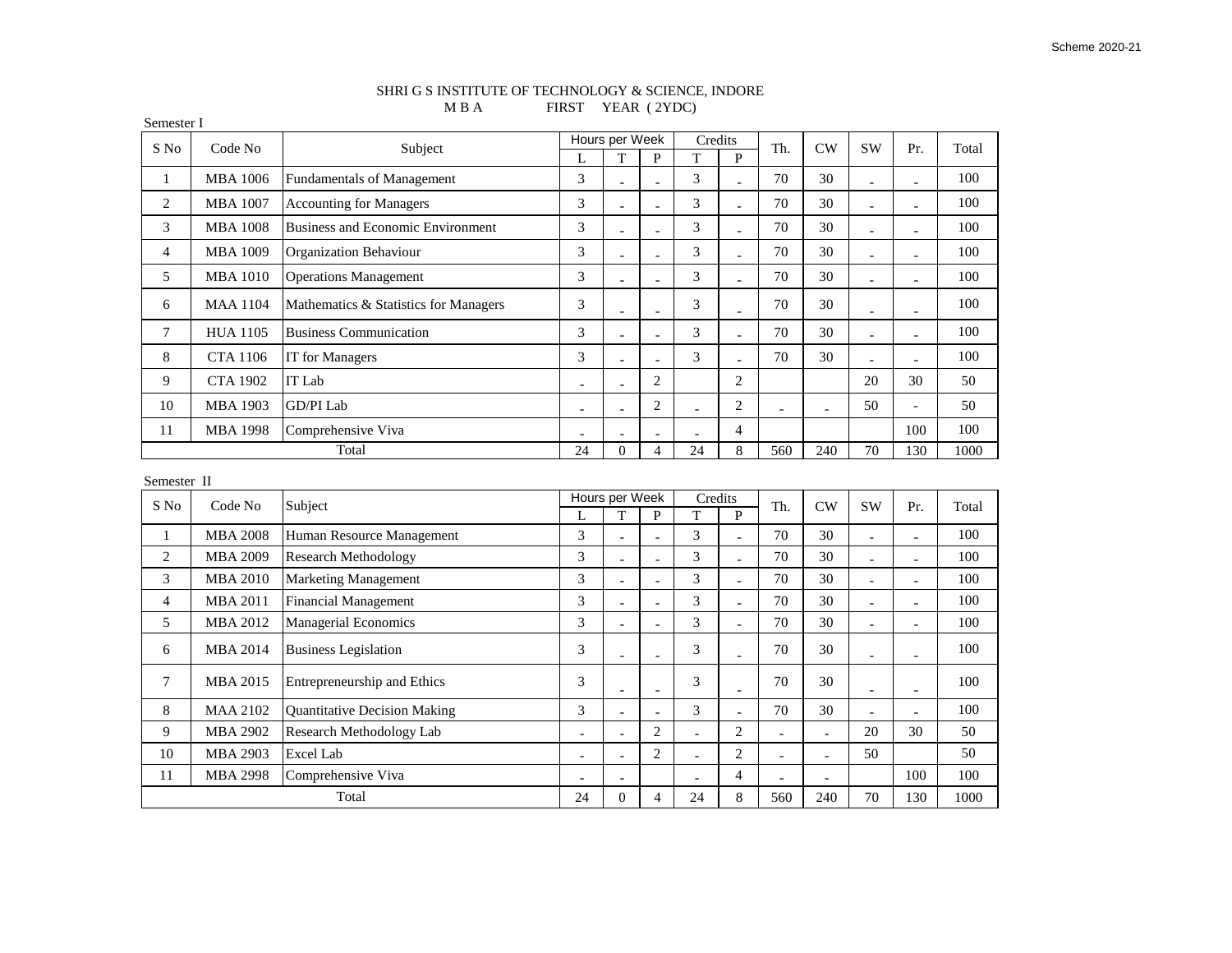Scheme 2020-21

# SHRI G S INSTITUTE OF TECHNOLOGY & SCIENCE, INDORE

## M B A FIRST YEAR ( 2YDC)

Semester I

| S No | Code No | Subject | Hours per Week | | | Credits | | Th. | CW | SW | Pr. | Total |
|---|---|---|---|---|---|---|---|---|---|---|---|---|
| | | | L | T | P | T | P | | | | | |
| 1 | MBA 1006 | Fundamentals of Management | 3 | - | - | 3 | - | 70 | 30 | - | - | 100 |
| 2 | MBA 1007 | Accounting for Managers | 3 | - | - | 3 | - | 70 | 30 | - | - | 100 |
| 3 | MBA 1008 | Business and Economic Environment | 3 | - | - | 3 | - | 70 | 30 | - | - | 100 |
| 4 | MBA 1009 | Organization Behaviour | 3 | - | - | 3 | - | 70 | 30 | - | - | 100 |
| 5 | MBA 1010 | Operations Management | 3 | - | - | 3 | - | 70 | 30 | - | - | 100 |
| 6 | MAA 1104 | Mathematics & Statistics for Managers | 3 | - | - | 3 | - | 70 | 30 | - | - | 100 |
| 7 | HUA 1105 | Business Communication | 3 | - | - | 3 | - | 70 | 30 | - | - | 100 |
| 8 | CTA 1106 | IT for Managers | 3 | - | - | 3 | - | 70 | 30 | - | - | 100 |
| 9 | CTA 1902 | IT Lab | - | - | 2 | | 2 | | | 20 | 30 | 50 |
| 10 | MBA 1903 | GD/PI Lab | - | - | 2 | - | 2 | - | - | 50 | - | 50 |
| 11 | MBA 1998 | Comprehensive Viva | - | - | - | - | 4 | | | | 100 | 100 |
| Total | | | 24 | 0 | 4 | 24 | 8 | 560 | 240 | 70 | 130 | 1000 |

Semester II

| S No | Code No | Subject | Hours per Week | | | Credits | | Th. | CW | SW | Pr. | Total |
|---|---|---|---|---|---|---|---|---|---|---|---|---|
| | | | L | T | P | T | P | | | | | |
| 1 | MBA 2008 | Human Resource Management | 3 | - | - | 3 | - | 70 | 30 | - | - | 100 |
| 2 | MBA 2009 | Research Methodology | 3 | - | - | 3 | - | 70 | 30 | - | - | 100 |
| 3 | MBA 2010 | Marketing Management | 3 | - | - | 3 | - | 70 | 30 | - | - | 100 |
| 4 | MBA 2011 | Financial Management | 3 | - | - | 3 | - | 70 | 30 | - | - | 100 |
| 5 | MBA 2012 | Managerial Economics | 3 | - | - | 3 | - | 70 | 30 | - | - | 100 |
| 6 | MBA 2014 | Business Legislation | 3 | - | - | 3 | - | 70 | 30 | - | - | 100 |
| 7 | MBA 2015 | Entrepreneurship and Ethics | 3 | - | - | 3 | - | 70 | 30 | - | - | 100 |
| 8 | MAA 2102 | Quantitative Decision Making | 3 | - | - | 3 | - | 70 | 30 | - | - | 100 |
| 9 | MBA 2902 | Research Methodology Lab | - | - | 2 | - | 2 | - | - | 20 | 30 | 50 |
| 10 | MBA 2903 | Excel Lab | - | - | 2 | - | 2 | - | - | 50 | | 50 |
| 11 | MBA 2998 | Comprehensive Viva | - | - | | - | 4 | - | - | | 100 | 100 |
| Total | | | 24 | 0 | 4 | 24 | 8 | 560 | 240 | 70 | 130 | 1000 |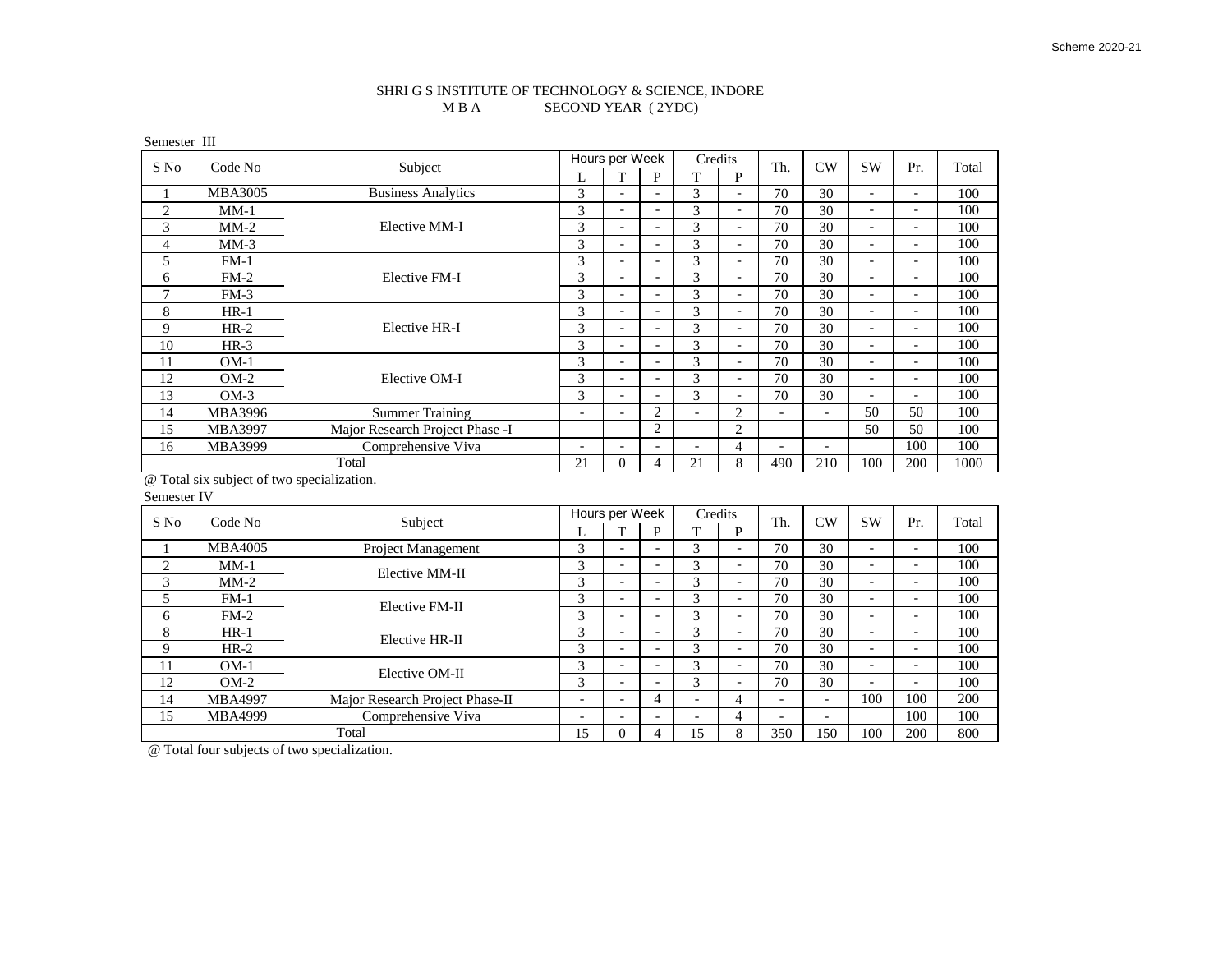SHRI G S INSTITUTE OF TECHNOLOGY & SCIENCE, INDORE
M B A SECOND YEAR ( 2YDC)

Semester III

| S No | Code No | Subject | Hours per Week | | | Credits | | Th. | CW | SW | Pr. | Total |
|---|---|---|---|---|---|---|---|---|---|---|---|---|
| | | | L | T | P | T | P | | | | | |
| 1 | MBA3005 | Business Analytics | 3 | - | - | 3 | - | 70 | 30 | - | - | 100 |
| 2 | MM-1 | Elective MM-I | 3 | - | - | 3 | - | 70 | 30 | - | - | 100 |
| 3 | MM-2 | | 3 | - | - | 3 | - | 70 | 30 | - | - | 100 |
| 4 | MM-3 | | 3 | - | - | 3 | - | 70 | 30 | - | - | 100 |
| 5 | FM-1 | Elective FM-I | 3 | - | - | 3 | - | 70 | 30 | - | - | 100 |
| 6 | FM-2 | | 3 | - | - | 3 | - | 70 | 30 | - | - | 100 |
| 7 | FM-3 | | 3 | - | - | 3 | - | 70 | 30 | - | - | 100 |
| 8 | HR-1 | Elective HR-I | 3 | - | - | 3 | - | 70 | 30 | - | - | 100 |
| 9 | HR-2 | | 3 | - | - | 3 | - | 70 | 30 | - | - | 100 |
| 10 | HR-3 | | 3 | - | - | 3 | - | 70 | 30 | - | - | 100 |
| 11 | OM-1 | Elective OM-I | 3 | - | - | 3 | - | 70 | 30 | - | - | 100 |
| 12 | OM-2 | | 3 | - | - | 3 | - | 70 | 30 | - | - | 100 |
| 13 | OM-3 | | 3 | - | - | 3 | - | 70 | 30 | - | - | 100 |
| 14 | MBA3996 | Summer Training | - | - | 2 | - | 2 | - | - | 50 | 50 | 100 |
| 15 | MBA3997 | Major Research Project Phase -I | | | 2 | | 2 | | | 50 | 50 | 100 |
| 16 | MBA3999 | Comprehensive Viva | - | - | - | - | 4 | - | - | | 100 | 100 |
| Total | | | 21 | 0 | 4 | 21 | 8 | 490 | 210 | 100 | 200 | 1000 |

@ Total six subject of two specialization.

Semester IV

| S No | Code No | Subject | Hours per Week | | | Credits | | Th. | CW | SW | Pr. | Total |
|---|---|---|---|---|---|---|---|---|---|---|---|---|
| | | | L | T | P | T | P | | | | | |
| 1 | MBA4005 | Project Management | 3 | - | - | 3 | - | 70 | 30 | - | - | 100 |
| 2 | MM-1 | Elective MM-II | 3 | - | - | 3 | - | 70 | 30 | - | - | 100 |
| 3 | MM-2 | | 3 | - | - | 3 | - | 70 | 30 | - | - | 100 |
| 5 | FM-1 | Elective FM-II | 3 | - | - | 3 | - | 70 | 30 | - | - | 100 |
| 6 | FM-2 | | 3 | - | - | 3 | - | 70 | 30 | - | - | 100 |
| 8 | HR-1 | Elective HR-II | 3 | - | - | 3 | - | 70 | 30 | - | - | 100 |
| 9 | HR-2 | | 3 | - | - | 3 | - | 70 | 30 | - | - | 100 |
| 11 | OM-1 | Elective OM-II | 3 | - | - | 3 | - | 70 | 30 | - | - | 100 |
| 12 | OM-2 | | 3 | - | - | 3 | - | 70 | 30 | - | - | 100 |
| 14 | MBA4997 | Major Research Project Phase-II | - | - | 4 | - | 4 | - | - | 100 | 100 | 200 |
| 15 | MBA4999 | Comprehensive Viva | - | - | - | - | 4 | - | - | | 100 | 100 |
| Total | | | 15 | 0 | 4 | 15 | 8 | 350 | 150 | 100 | 200 | 800 |

@ Total four subjects of two specialization.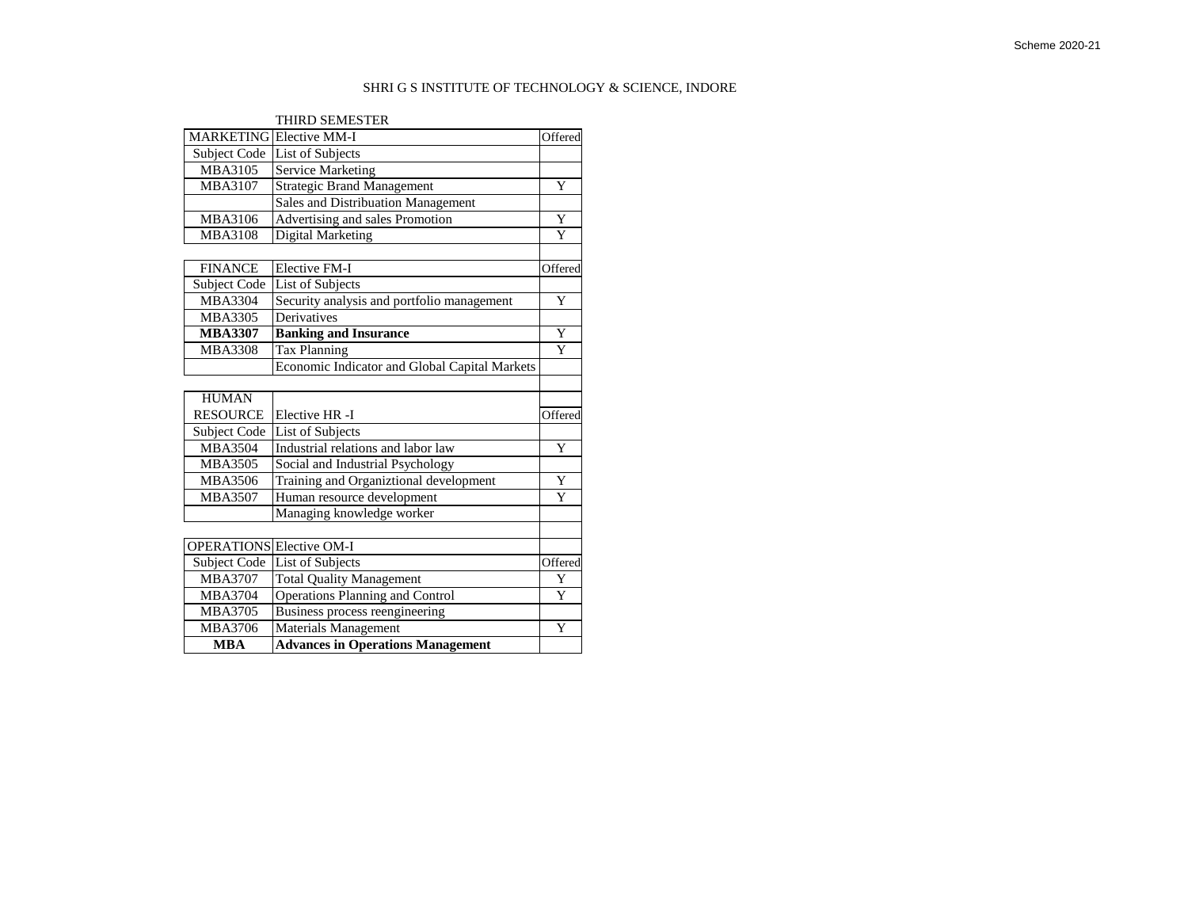# SHRI G S INSTITUTE OF TECHNOLOGY & SCIENCE, INDORE

THIRD SEMESTER

| MARKETING | Elective MM-I | Offered |
|---|---|---|
| Subject Code | List of Subjects | |
| MBA3105 | Service Marketing | |
| MBA3107 | Strategic Brand Management | Y |
| | Sales and Distribuation Management | |
| MBA3106 | Advertising and sales Promotion | Y |
| MBA3108 | Digital Marketing | Y |

| FINANCE | Elective FM-I | Offered |
|---|---|---|
| Subject Code | List of Subjects | |
| MBA3304 | Security analysis and portfolio management | Y |
| MBA3305 | Derivatives | |
| **MBA3307** | **Banking and Insurance** | Y |
| MBA3308 | Tax Planning | Y |
| | Economic Indicator and Global Capital Markets | |

| HUMAN RESOURCE | Elective HR -I | Offered |
|---|---|---|
| Subject Code | List of Subjects | |
| MBA3504 | Industrial relations and labor law | Y |
| MBA3505 | Social and Industrial Psychology | |
| MBA3506 | Training and Organiztional development | Y |
| MBA3507 | Human resource development | Y |
| | Managing knowledge worker | |

| OPERATIONS | Elective OM-I | |
|---|---|---|
| Subject Code | List of Subjects | Offered |
| MBA3707 | Total Quality Management | Y |
| MBA3704 | Operations Planning and Control | Y |
| MBA3705 | Business process reengineering | |
| MBA3706 | Materials Management | Y |
| **MBA** | **Advances in Operations Management** | |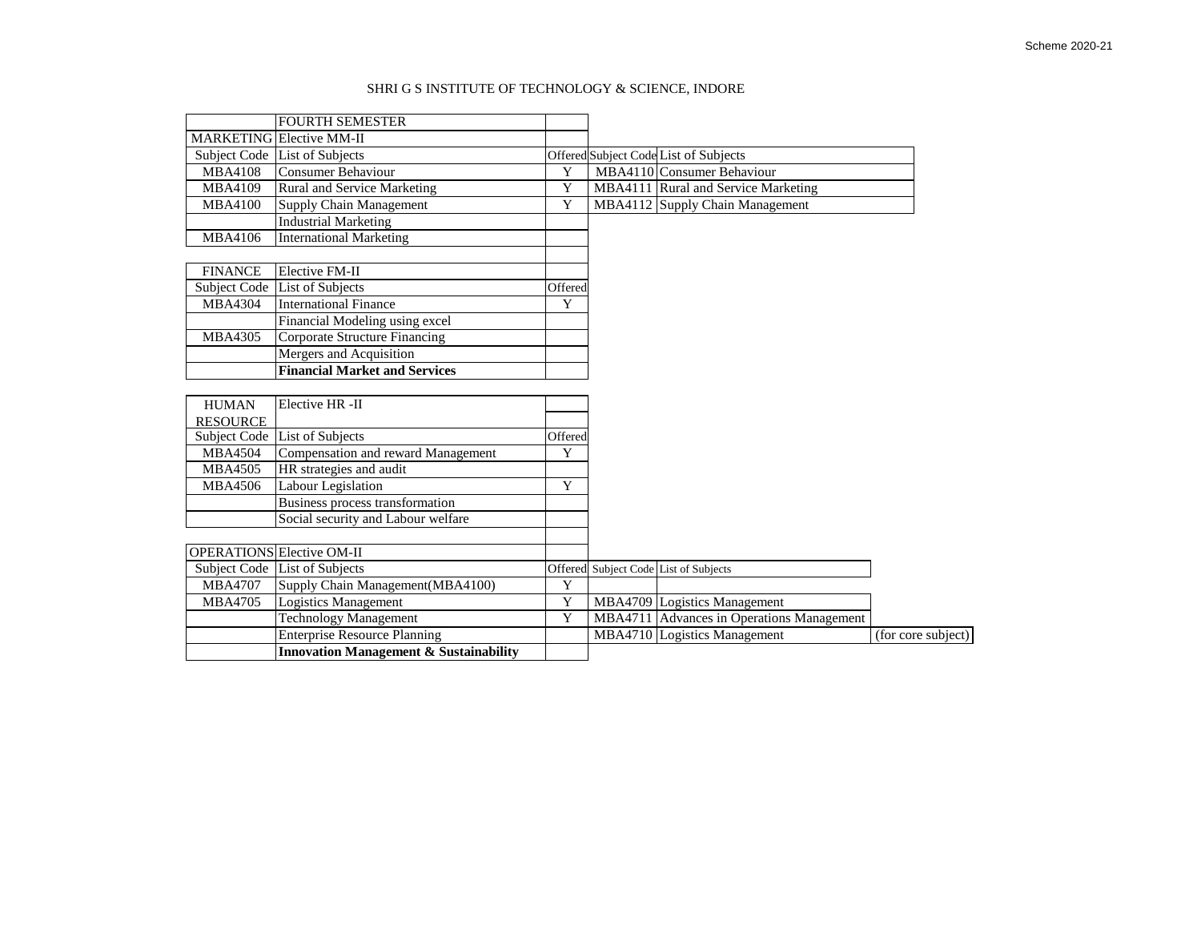# SHRI G S INSTITUTE OF TECHNOLOGY & SCIENCE, INDORE

| | FOURTH SEMESTER | | | | |
|---|---|---|---|---|---|
| MARKETING | Elective MM-II | | | | |
| Subject Code | List of Subjects | Offered | Subject Code | List of Subjects | |
| MBA4108 | Consumer Behaviour | Y | MBA4110 | Consumer Behaviour | |
| MBA4109 | Rural and Service Marketing | Y | MBA4111 | Rural and Service Marketing | |
| MBA4100 | Supply Chain Management | Y | MBA4112 | Supply Chain Management | |
| | Industrial Marketing | | | | |
| MBA4106 | International Marketing | | | | |
| | | | | | |
| FINANCE | Elective FM-II | | | | |
| Subject Code | List of Subjects | Offered | | | |
| MBA4304 | International Finance | Y | | | |
| | Financial Modeling using excel | | | | |
| MBA4305 | Corporate Structure Financing | | | | |
| | Mergers and Acquisition | | | | |
| | **Financial Market and Services** | | | | |
| | | | | | |
| HUMAN RESOURCE | Elective HR -II | | | | |
| Subject Code | List of Subjects | Offered | | | |
| MBA4504 | Compensation and reward Management | Y | | | |
| MBA4505 | HR strategies and audit | | | | |
| MBA4506 | Labour Legislation | Y | | | |
| | Business process transformation | | | | |
| | Social security and Labour welfare | | | | |
| | | | | | |
| OPERATIONS | Elective OM-II | | | | |
| Subject Code | List of Subjects | Offered | Subject Code | List of Subjects | |
| MBA4707 | Supply Chain Management(MBA4100) | Y | | | |
| MBA4705 | Logistics Management | Y | MBA4709 | Logistics Management | |
| | Technology Management | Y | MBA4711 | Advances in Operations Management | |
| | Enterprise Resource Planning | | MBA4710 | Logistics Management | (for core subject) |
| | **Innovation Management & Sustainability** | | | | |